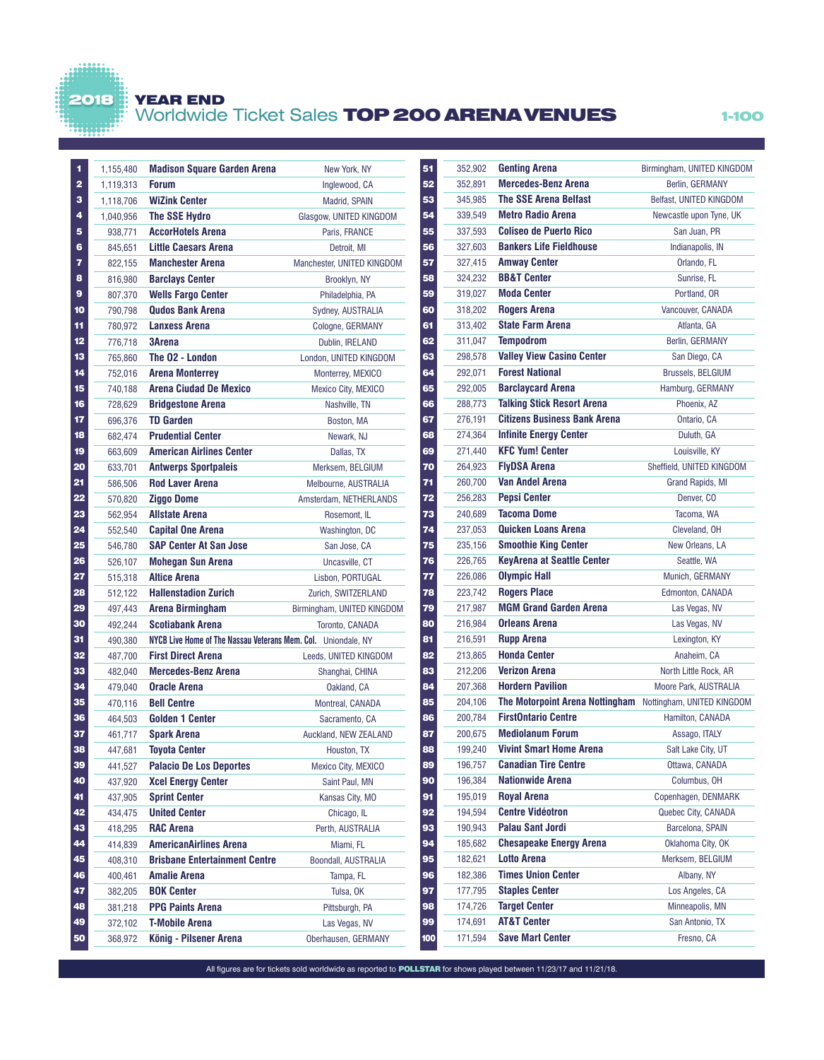# 2018 YEAR END

## Worldwide Ticket Sales TOP 200 ARENA VENUES

1-100

| Rank | Tickets Sold | Venue | Location |
|---|---|---|---|
| 1 | 1,155,480 | **Madison Square Garden Arena** | New York, NY |
| 2 | 1,119,313 | **Forum** | Inglewood, CA |
| 3 | 1,118,706 | **WiZink Center** | Madrid, SPAIN |
| 4 | 1,040,956 | **The SSE Hydro** | Glasgow, UNITED KINGDOM |
| 5 | 938,771 | **AccorHotels Arena** | Paris, FRANCE |
| 6 | 845,651 | **Little Caesars Arena** | Detroit, MI |
| 7 | 822,155 | **Manchester Arena** | Manchester, UNITED KINGDOM |
| 8 | 816,980 | **Barclays Center** | Brooklyn, NY |
| 9 | 807,370 | **Wells Fargo Center** | Philadelphia, PA |
| 10 | 790,798 | **Qudos Bank Arena** | Sydney, AUSTRALIA |
| 11 | 780,972 | **Lanxess Arena** | Cologne, GERMANY |
| 12 | 776,718 | **3Arena** | Dublin, IRELAND |
| 13 | 765,860 | **The O2 - London** | London, UNITED KINGDOM |
| 14 | 752,016 | **Arena Monterrey** | Monterrey, MEXICO |
| 15 | 740,188 | **Arena Ciudad De Mexico** | Mexico City, MEXICO |
| 16 | 728,629 | **Bridgestone Arena** | Nashville, TN |
| 17 | 696,376 | **TD Garden** | Boston, MA |
| 18 | 682,474 | **Prudential Center** | Newark, NJ |
| 19 | 663,609 | **American Airlines Center** | Dallas, TX |
| 20 | 633,701 | **Antwerps Sportpaleis** | Merksem, BELGIUM |
| 21 | 586,506 | **Rod Laver Arena** | Melbourne, AUSTRALIA |
| 22 | 570,820 | **Ziggo Dome** | Amsterdam, NETHERLANDS |
| 23 | 562,954 | **Allstate Arena** | Rosemont, IL |
| 24 | 552,540 | **Capital One Arena** | Washington, DC |
| 25 | 546,780 | **SAP Center At San Jose** | San Jose, CA |
| 26 | 526,107 | **Mohegan Sun Arena** | Uncasville, CT |
| 27 | 515,318 | **Altice Arena** | Lisbon, PORTUGAL |
| 28 | 512,122 | **Hallenstadion Zurich** | Zurich, SWITZERLAND |
| 29 | 497,443 | **Arena Birmingham** | Birmingham, UNITED KINGDOM |
| 30 | 492,244 | **Scotiabank Arena** | Toronto, CANADA |
| 31 | 490,380 | **NYCB Live Home of The Nassau Veterans Mem. Col.** | Uniondale, NY |
| 32 | 487,700 | **First Direct Arena** | Leeds, UNITED KINGDOM |
| 33 | 482,040 | **Mercedes-Benz Arena** | Shanghai, CHINA |
| 34 | 479,040 | **Oracle Arena** | Oakland, CA |
| 35 | 470,116 | **Bell Centre** | Montreal, CANADA |
| 36 | 464,503 | **Golden 1 Center** | Sacramento, CA |
| 37 | 461,717 | **Spark Arena** | Auckland, NEW ZEALAND |
| 38 | 447,681 | **Toyota Center** | Houston, TX |
| 39 | 441,527 | **Palacio De Los Deportes** | Mexico City, MEXICO |
| 40 | 437,920 | **Xcel Energy Center** | Saint Paul, MN |
| 41 | 437,905 | **Sprint Center** | Kansas City, MO |
| 42 | 434,475 | **United Center** | Chicago, IL |
| 43 | 418,295 | **RAC Arena** | Perth, AUSTRALIA |
| 44 | 414,839 | **AmericanAirlines Arena** | Miami, FL |
| 45 | 408,310 | **Brisbane Entertainment Centre** | Boondall, AUSTRALIA |
| 46 | 400,461 | **Amalie Arena** | Tampa, FL |
| 47 | 382,205 | **BOK Center** | Tulsa, OK |
| 48 | 381,218 | **PPG Paints Arena** | Pittsburgh, PA |
| 49 | 372,102 | **T-Mobile Arena** | Las Vegas, NV |
| 50 | 368,972 | **König - Pilsener Arena** | Oberhausen, GERMANY |
| 51 | 352,902 | **Genting Arena** | Birmingham, UNITED KINGDOM |
| 52 | 352,891 | **Mercedes-Benz Arena** | Berlin, GERMANY |
| 53 | 345,985 | **The SSE Arena Belfast** | Belfast, UNITED KINGDOM |
| 54 | 339,549 | **Metro Radio Arena** | Newcastle upon Tyne, UK |
| 55 | 337,593 | **Coliseo de Puerto Rico** | San Juan, PR |
| 56 | 327,603 | **Bankers Life Fieldhouse** | Indianapolis, IN |
| 57 | 327,415 | **Amway Center** | Orlando, FL |
| 58 | 324,232 | **BB&T Center** | Sunrise, FL |
| 59 | 319,027 | **Moda Center** | Portland, OR |
| 60 | 318,202 | **Rogers Arena** | Vancouver, CANADA |
| 61 | 313,402 | **State Farm Arena** | Atlanta, GA |
| 62 | 311,047 | **Tempodrom** | Berlin, GERMANY |
| 63 | 298,578 | **Valley View Casino Center** | San Diego, CA |
| 64 | 292,071 | **Forest National** | Brussels, BELGIUM |
| 65 | 292,005 | **Barclaycard Arena** | Hamburg, GERMANY |
| 66 | 288,773 | **Talking Stick Resort Arena** | Phoenix, AZ |
| 67 | 276,191 | **Citizens Business Bank Arena** | Ontario, CA |
| 68 | 274,364 | **Infinite Energy Center** | Duluth, GA |
| 69 | 271,440 | **KFC Yum! Center** | Louisville, KY |
| 70 | 264,923 | **FlyDSA Arena** | Sheffield, UNITED KINGDOM |
| 71 | 260,700 | **Van Andel Arena** | Grand Rapids, MI |
| 72 | 256,283 | **Pepsi Center** | Denver, CO |
| 73 | 240,689 | **Tacoma Dome** | Tacoma, WA |
| 74 | 237,053 | **Quicken Loans Arena** | Cleveland, OH |
| 75 | 235,156 | **Smoothie King Center** | New Orleans, LA |
| 76 | 226,765 | **KeyArena at Seattle Center** | Seattle, WA |
| 77 | 226,086 | **Olympic Hall** | Munich, GERMANY |
| 78 | 223,742 | **Rogers Place** | Edmonton, CANADA |
| 79 | 217,987 | **MGM Grand Garden Arena** | Las Vegas, NV |
| 80 | 216,984 | **Orleans Arena** | Las Vegas, NV |
| 81 | 216,591 | **Rupp Arena** | Lexington, KY |
| 82 | 213,865 | **Honda Center** | Anaheim, CA |
| 83 | 212,206 | **Verizon Arena** | North Little Rock, AR |
| 84 | 207,368 | **Hordern Pavilion** | Moore Park, AUSTRALIA |
| 85 | 204,106 | **The Motorpoint Arena Nottingham** | Nottingham, UNITED KINGDOM |
| 86 | 200,784 | **FirstOntario Centre** | Hamilton, CANADA |
| 87 | 200,675 | **Mediolanum Forum** | Assago, ITALY |
| 88 | 199,240 | **Vivint Smart Home Arena** | Salt Lake City, UT |
| 89 | 196,757 | **Canadian Tire Centre** | Ottawa, CANADA |
| 90 | 196,384 | **Nationwide Arena** | Columbus, OH |
| 91 | 195,019 | **Royal Arena** | Copenhagen, DENMARK |
| 92 | 194,594 | **Centre Vidéotron** | Quebec City, CANADA |
| 93 | 190,943 | **Palau Sant Jordi** | Barcelona, SPAIN |
| 94 | 185,682 | **Chesapeake Energy Arena** | Oklahoma City, OK |
| 95 | 182,621 | **Lotto Arena** | Merksem, BELGIUM |
| 96 | 182,386 | **Times Union Center** | Albany, NY |
| 97 | 177,795 | **Staples Center** | Los Angeles, CA |
| 98 | 174,726 | **Target Center** | Minneapolis, MN |
| 99 | 174,691 | **AT&T Center** | San Antonio, TX |
| 100 | 171,594 | **Save Mart Center** | Fresno, CA |

All figures are for tickets sold worldwide as reported to **POLLSTAR** for shows played between 11/23/17 and 11/21/18.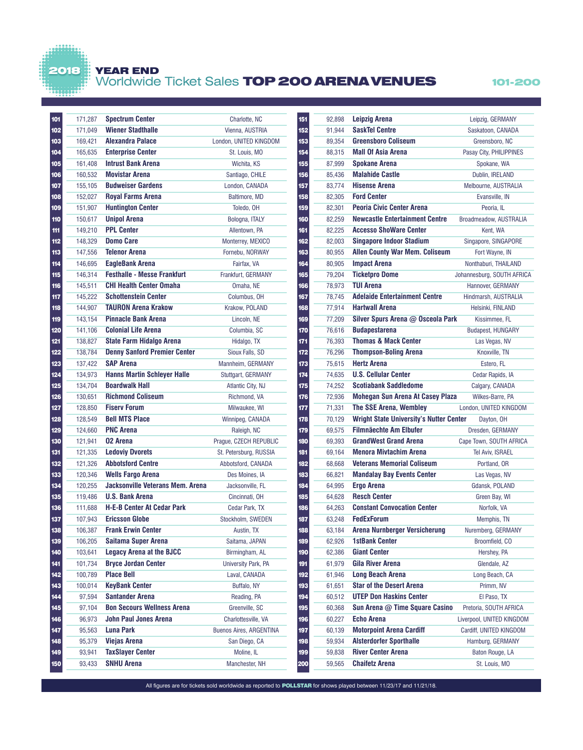# 2018 YEAR END Worldwide Ticket Sales TOP 200 ARENA VENUES

## 101-200

| | | | |
|---|---|---|---|
| 101 | 171,287 | Spectrum Center | Charlotte, NC |
| 102 | 171,049 | Wiener Stadthalle | Vienna, AUSTRIA |
| 103 | 169,421 | Alexandra Palace | London, UNITED KINGDOM |
| 104 | 165,635 | Enterprise Center | St. Louis, MO |
| 105 | 161,408 | Intrust Bank Arena | Wichita, KS |
| 106 | 160,532 | Movistar Arena | Santiago, CHILE |
| 107 | 155,105 | Budweiser Gardens | London, CANADA |
| 108 | 152,027 | Royal Farms Arena | Baltimore, MD |
| 109 | 151,907 | Huntington Center | Toledo, OH |
| 110 | 150,617 | Unipol Arena | Bologna, ITALY |
| 111 | 149,210 | PPL Center | Allentown, PA |
| 112 | 148,329 | Domo Care | Monterrey, MEXICO |
| 113 | 147,556 | Telenor Arena | Fornebu, NORWAY |
| 114 | 146,695 | EagleBank Arena | Fairfax, VA |
| 115 | 146,314 | Festhalle - Messe Frankfurt | Frankfurt, GERMANY |
| 116 | 145,511 | CHI Health Center Omaha | Omaha, NE |
| 117 | 145,222 | Schottenstein Center | Columbus, OH |
| 118 | 144,907 | TAURON Arena Krakow | Krakow, POLAND |
| 119 | 143,154 | Pinnacle Bank Arena | Lincoln, NE |
| 120 | 141,106 | Colonial Life Arena | Columbia, SC |
| 121 | 138,827 | State Farm Hidalgo Arena | Hidalgo, TX |
| 122 | 138,784 | Denny Sanford Premier Center | Sioux Falls, SD |
| 123 | 137,422 | SAP Arena | Mannheim, GERMANY |
| 124 | 134,973 | Hanns Martin Schleyer Halle | Stuttgart, GERMANY |
| 125 | 134,704 | Boardwalk Hall | Atlantic City, NJ |
| 126 | 130,651 | Richmond Coliseum | Richmond, VA |
| 127 | 128,850 | Fiserv Forum | Milwaukee, WI |
| 128 | 128,549 | Bell MTS Place | Winnipeg, CANADA |
| 129 | 124,660 | PNC Arena | Raleigh, NC |
| 130 | 121,941 | O2 Arena | Prague, CZECH REPUBLIC |
| 131 | 121,335 | Ledoviy Dvorets | St. Petersburg, RUSSIA |
| 132 | 121,326 | Abbotsford Centre | Abbotsford, CANADA |
| 133 | 120,346 | Wells Fargo Arena | Des Moines, IA |
| 134 | 120,255 | Jacksonville Veterans Mem. Arena | Jacksonville, FL |
| 135 | 119,486 | U.S. Bank Arena | Cincinnati, OH |
| 136 | 111,688 | H-E-B Center At Cedar Park | Cedar Park, TX |
| 137 | 107,943 | Ericsson Globe | Stockholm, SWEDEN |
| 138 | 106,387 | Frank Erwin Center | Austin, TX |
| 139 | 106,205 | Saitama Super Arena | Saitama, JAPAN |
| 140 | 103,641 | Legacy Arena at the BJCC | Birmingham, AL |
| 141 | 101,734 | Bryce Jordan Center | University Park, PA |
| 142 | 100,789 | Place Bell | Laval, CANADA |
| 143 | 100,014 | KeyBank Center | Buffalo, NY |
| 144 | 97,594 | Santander Arena | Reading, PA |
| 145 | 97,104 | Bon Secours Wellness Arena | Greenville, SC |
| 146 | 96,973 | John Paul Jones Arena | Charlottesville, VA |
| 147 | 95,563 | Luna Park | Buenos Aires, ARGENTINA |
| 148 | 95,379 | Viejas Arena | San Diego, CA |
| 149 | 93,941 | TaxSlayer Center | Moline, IL |
| 150 | 93,433 | SNHU Arena | Manchester, NH |
| 151 | 92,898 | Leipzig Arena | Leipzig, GERMANY |
| 152 | 91,944 | SaskTel Centre | Saskatoon, CANADA |
| 153 | 89,354 | Greensboro Coliseum | Greensboro, NC |
| 154 | 88,315 | Mall Of Asia Arena | Pasay City, PHILIPPINES |
| 155 | 87,999 | Spokane Arena | Spokane, WA |
| 156 | 85,436 | Malahide Castle | Dublin, IRELAND |
| 157 | 83,774 | Hisense Arena | Melbourne, AUSTRALIA |
| 158 | 82,305 | Ford Center | Evansville, IN |
| 159 | 82,301 | Peoria Civic Center Arena | Peoria, IL |
| 160 | 82,259 | Newcastle Entertainment Centre | Broadmeadow, AUSTRALIA |
| 161 | 82,225 | Accesso ShoWare Center | Kent, WA |
| 162 | 82,003 | Singapore Indoor Stadium | Singapore, SINGAPORE |
| 163 | 80,955 | Allen County War Mem. Coliseum | Fort Wayne, IN |
| 164 | 80,905 | Impact Arena | Nonthaburi, THAILAND |
| 165 | 79,204 | Ticketpro Dome | Johannesburg, SOUTH AFRICA |
| 166 | 78,973 | TUI Arena | Hannover, GERMANY |
| 167 | 78,745 | Adelaide Entertainment Centre | Hindmarsh, AUSTRALIA |
| 168 | 77,914 | Hartwall Arena | Helsinki, FINLAND |
| 169 | 77,209 | Silver Spurs Arena @ Osceola Park | Kissimmee, FL |
| 170 | 76,616 | Budapestarena | Budapest, HUNGARY |
| 171 | 76,393 | Thomas & Mack Center | Las Vegas, NV |
| 172 | 76,296 | Thompson-Boling Arena | Knoxville, TN |
| 173 | 75,615 | Hertz Arena | Estero, FL |
| 174 | 74,635 | U.S. Cellular Center | Cedar Rapids, IA |
| 175 | 74,252 | Scotiabank Saddledome | Calgary, CANADA |
| 176 | 72,936 | Mohegan Sun Arena At Casey Plaza | Wilkes-Barre, PA |
| 177 | 71,331 | The SSE Arena, Wembley | London, UNITED KINGDOM |
| 178 | 70,129 | Wright State University's Nutter Center | Dayton, OH |
| 179 | 69,575 | Filmnäechte Am Elbufer | Dresden, GERMANY |
| 180 | 69,393 | GrandWest Grand Arena | Cape Town, SOUTH AFRICA |
| 181 | 69,164 | Menora Mivtachim Arena | Tel Aviv, ISRAEL |
| 182 | 68,668 | Veterans Memorial Coliseum | Portland, OR |
| 183 | 66,821 | Mandalay Bay Events Center | Las Vegas, NV |
| 184 | 64,995 | Ergo Arena | Gdansk, POLAND |
| 185 | 64,628 | Resch Center | Green Bay, WI |
| 186 | 64,263 | Constant Convocation Center | Norfolk, VA |
| 187 | 63,248 | FedExForum | Memphis, TN |
| 188 | 63,184 | Arena Nurnberger Versicherung | Nuremberg, GERMANY |
| 189 | 62,926 | 1stBank Center | Broomfield, CO |
| 190 | 62,386 | Giant Center | Hershey, PA |
| 191 | 61,979 | Gila River Arena | Glendale, AZ |
| 192 | 61,946 | Long Beach Arena | Long Beach, CA |
| 193 | 61,651 | Star of the Desert Arena | Primm, NV |
| 194 | 60,512 | UTEP Don Haskins Center | El Paso, TX |
| 195 | 60,368 | Sun Arena @ Time Square Casino | Pretoria, SOUTH AFRICA |
| 196 | 60,227 | Echo Arena | Liverpool, UNITED KINGDOM |
| 197 | 60,139 | Motorpoint Arena Cardiff | Cardiff, UNITED KINGDOM |
| 198 | 59,934 | Alsterdorfer Sporthalle | Hamburg, GERMANY |
| 199 | 59,838 | River Center Arena | Baton Rouge, LA |
| 200 | 59,565 | Chaifetz Arena | St. Louis, MO |

All figures are for tickets sold worldwide as reported to POLLSTAR for shows played between 11/23/17 and 11/21/18.